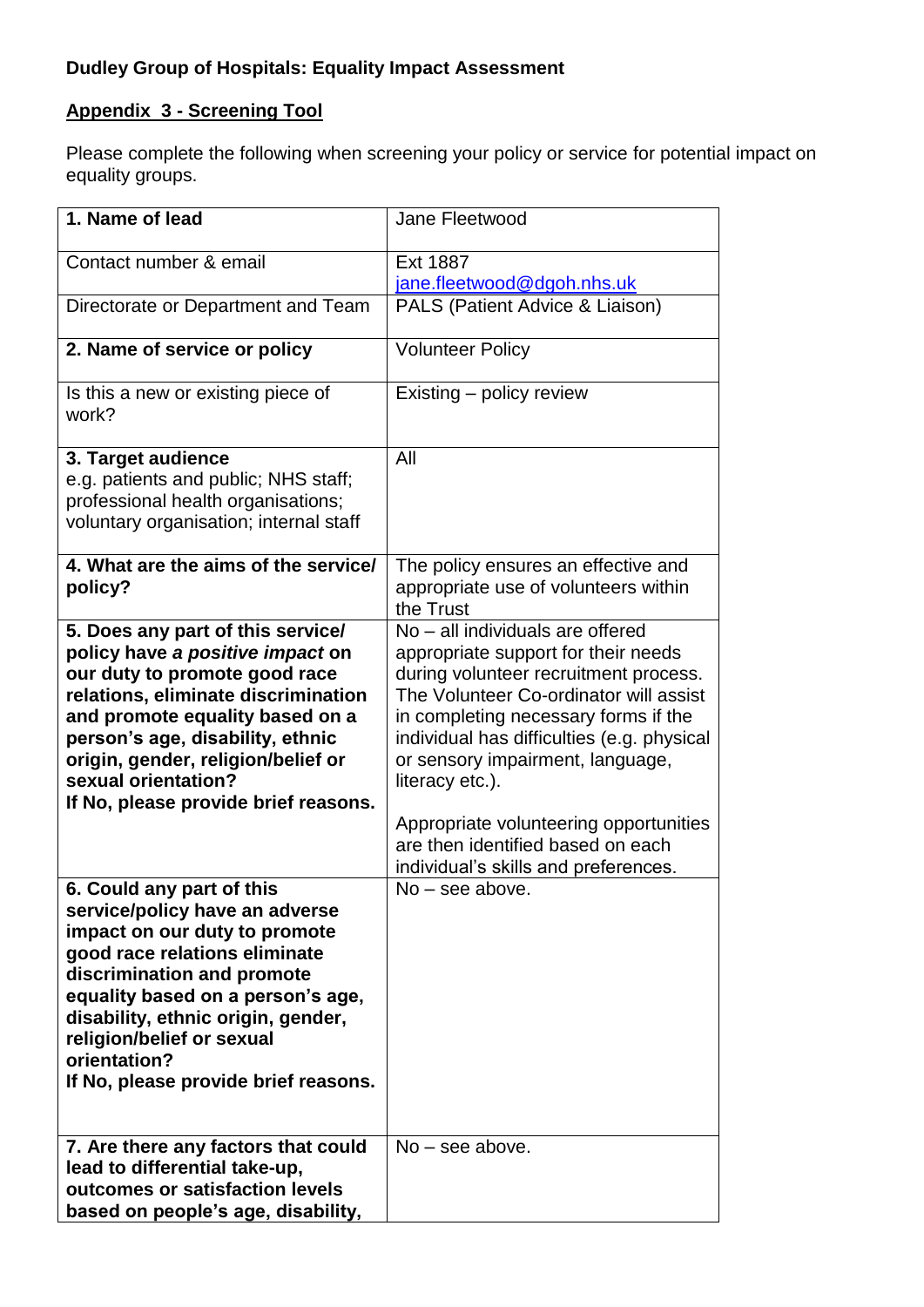**Dudley Group of Hospitals: Equality Impact Assessment**

**Appendix 3 - Screening Tool**

Please complete the following when screening your policy or service for potential impact on equality groups.

| **1. Name of lead** | Jane Fleetwood |
|---|---|
| Contact number & email | Ext 1887<br>jane.fleetwood@dgoh.nhs.uk |
| Directorate or Department and Team | PALS (Patient Advice & Liaison) |
| **2. Name of service or policy** | Volunteer Policy |
| Is this a new or existing piece of work? | Existing – policy review |
| **3. Target audience**<br>e.g. patients and public; NHS staff; professional health organisations; voluntary organisation; internal staff | All |
| **4. What are the aims of the service/ policy?** | The policy ensures an effective and appropriate use of volunteers within the Trust |
| **5. Does any part of this service/ policy have *a positive impact* on our duty to promote good race relations, eliminate discrimination and promote equality based on a person's age, disability, ethnic origin, gender, religion/belief or sexual orientation?**<br>**If No, please provide brief reasons.** | No – all individuals are offered appropriate support for their needs during volunteer recruitment process. The Volunteer Co-ordinator will assist in completing necessary forms if the individual has difficulties (e.g. physical or sensory impairment, language, literacy etc.).<br><br>Appropriate volunteering opportunities are then identified based on each individual's skills and preferences. |
| **6. Could any part of this service/policy have an adverse impact on our duty to promote good race relations eliminate discrimination and promote equality based on a person's age, disability, ethnic origin, gender, religion/belief or sexual orientation?**<br>**If No, please provide brief reasons.** | No – see above. |
| **7. Are there any factors that could lead to differential take-up, outcomes or satisfaction levels based on people's age, disability,** | No – see above. |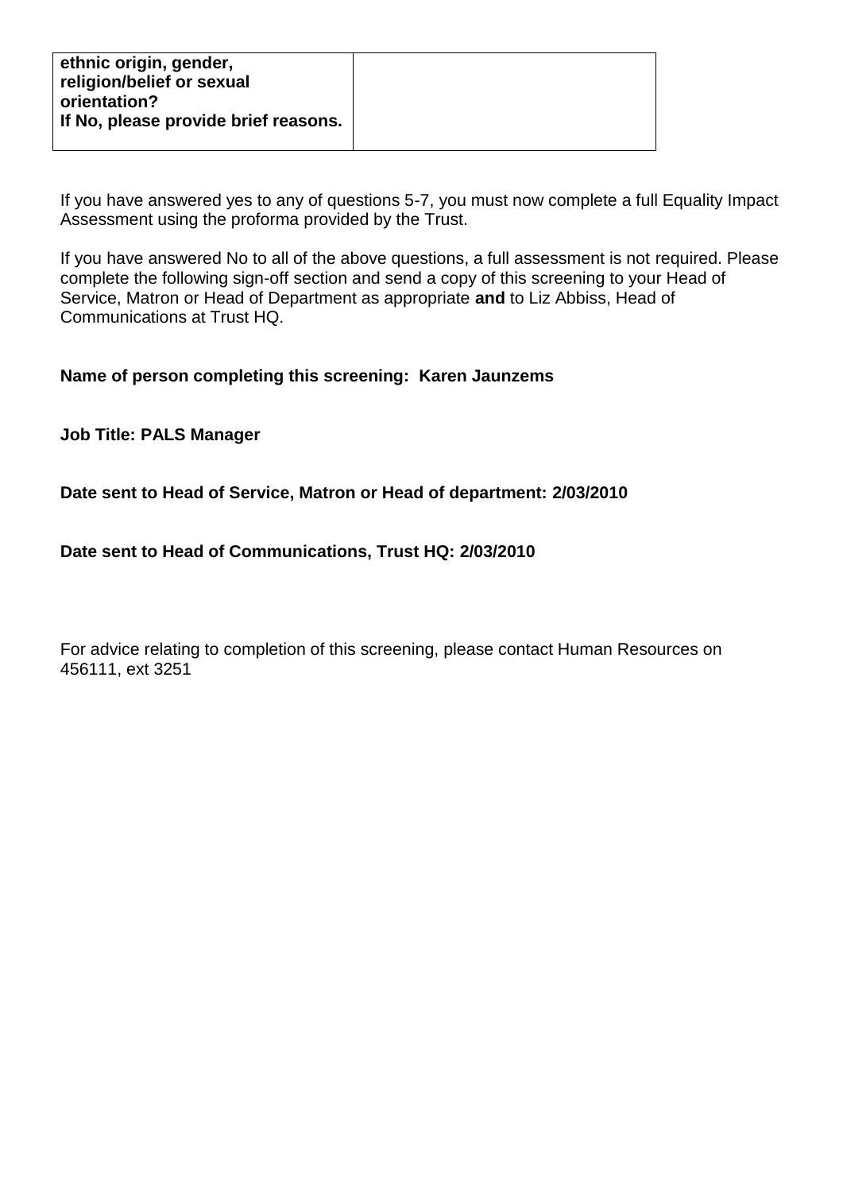| | |
|---|---|
| **ethnic origin, gender, religion/belief or sexual orientation?**<br>**If No, please provide brief reasons.** | |

If you have answered yes to any of questions 5-7, you must now complete a full Equality Impact Assessment using the proforma provided by the Trust.

If you have answered No to all of the above questions, a full assessment is not required. Please complete the following sign-off section and send a copy of this screening to your Head of Service, Matron or Head of Department as appropriate **and** to Liz Abbiss, Head of Communications at Trust HQ.

**Name of person completing this screening: Karen Jaunzems**

**Job Title: PALS Manager**

**Date sent to Head of Service, Matron or Head of department: 2/03/2010**

**Date sent to Head of Communications, Trust HQ: 2/03/2010**

For advice relating to completion of this screening, please contact Human Resources on 456111, ext 3251